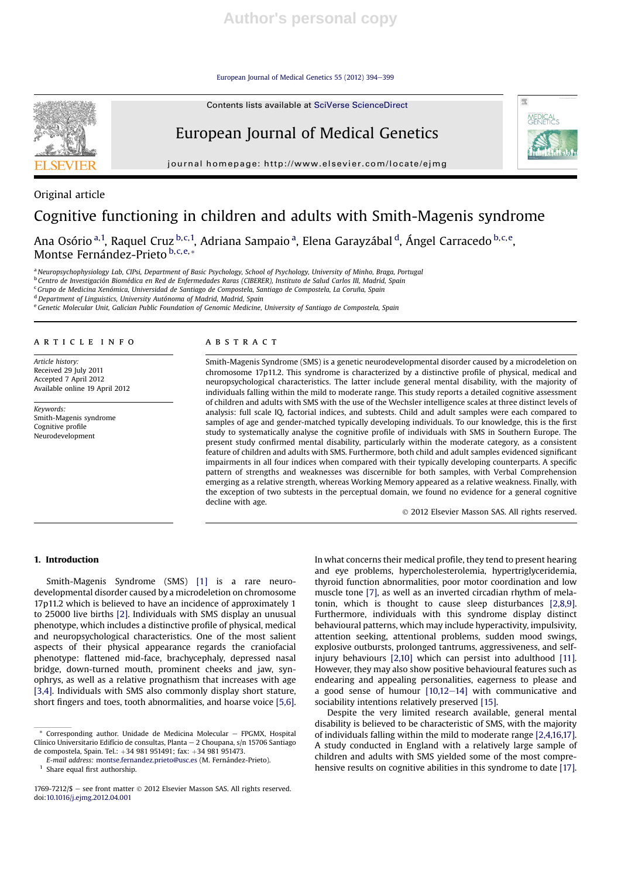Original article

# Cognitive functioning in children and adults with Smith-Magenis syndrome

Ana Osório [a,1], Raquel Cruz [b,c,1], Adriana Sampaio [a], Elena Garayzábal [d], Ángel Carracedo [b,c,e], Montse Fernández-Prieto [b,c,e,*]

[a] Neuropsychophysiology Lab, CIPsi, Department of Basic Psychology, School of Psychology, University of Minho, Braga, Portugal
[b] Centro de Investigación Biomédica en Red de Enfermedades Raras (CIBERER), Instituto de Salud Carlos III, Madrid, Spain
[c] Grupo de Medicina Xenómica, Universidad de Santiago de Compostela, Santiago de Compostela, La Coruña, Spain
[d] Department of Linguistics, University Autónoma of Madrid, Madrid, Spain
[e] Genetic Molecular Unit, Galician Public Foundation of Genomic Medicine, University of Santiago de Compostela, Spain

**ARTICLE INFO**

*Article history:*
Received 29 July 2011
Accepted 7 April 2012
Available online 19 April 2012

*Keywords:*
Smith-Magenis syndrome
Cognitive profile
Neurodevelopment

**ABSTRACT**

Smith-Magenis Syndrome (SMS) is a genetic neurodevelopmental disorder caused by a microdeletion on chromosome 17p11.2. This syndrome is characterized by a distinctive profile of physical, medical and neuropsychological characteristics. The latter include general mental disability, with the majority of individuals falling within the mild to moderate range. This study reports a detailed cognitive assessment of children and adults with SMS with the use of the Wechsler intelligence scales at three distinct levels of analysis: full scale IQ, factorial indices, and subtests. Child and adult samples were each compared to samples of age and gender-matched typically developing individuals. To our knowledge, this is the first study to systematically analyse the cognitive profile of individuals with SMS in Southern Europe. The present study confirmed mental disability, particularly within the moderate category, as a consistent feature of children and adults with SMS. Furthermore, both child and adult samples evidenced significant impairments in all four indices when compared with their typically developing counterparts. A specific pattern of strengths and weaknesses was discernible for both samples, with Verbal Comprehension emerging as a relative strength, whereas Working Memory appeared as a relative weakness. Finally, with the exception of two subtests in the perceptual domain, we found no evidence for a general cognitive decline with age.

© 2012 Elsevier Masson SAS. All rights reserved.

## 1. Introduction

Smith-Magenis Syndrome (SMS) [1] is a rare neurodevelopmental disorder caused by a microdeletion on chromosome 17p11.2 which is believed to have an incidence of approximately 1 to 25000 live births [2]. Individuals with SMS display an unusual phenotype, which includes a distinctive profile of physical, medical and neuropsychological characteristics. One of the most salient aspects of their physical appearance regards the craniofacial phenotype: flattened mid-face, brachycephaly, depressed nasal bridge, down-turned mouth, prominent cheeks and jaw, synophrys, as well as a relative prognathism that increases with age [3,4]. Individuals with SMS also commonly display short stature, short fingers and toes, tooth abnormalities, and hoarse voice [5,6]. In what concerns their medical profile, they tend to present hearing and eye problems, hypercholesterolemia, hypertriglyceridemia, thyroid function abnormalities, poor motor coordination and low muscle tone [7], as well as an inverted circadian rhythm of melatonin, which is thought to cause sleep disturbances [2,8,9]. Furthermore, individuals with this syndrome display distinct behavioural patterns, which may include hyperactivity, impulsivity, attention seeking, attentional problems, sudden mood swings, explosive outbursts, prolonged tantrums, aggressiveness, and self-injury behaviours [2,10] which can persist into adulthood [11]. However, they may also show positive behavioural features such as endearing and appealing personalities, eagerness to please and a good sense of humour [10,12–14] with communicative and sociability intentions relatively preserved [15].

Despite the very limited research available, general mental disability is believed to be characteristic of SMS, with the majority of individuals falling within the mild to moderate range [2,4,16,17]. A study conducted in England with a relatively large sample of children and adults with SMS yielded some of the most comprehensive results on cognitive abilities in this syndrome to date [17].

* Corresponding author. Unidade de Medicina Molecular – FPGMX, Hospital Clínico Universitario Edificio de consultas, Planta – 2 Choupana, s/n 15706 Santiago de compostela, Spain. Tel.: +34 981 951491; fax: +34 981 951473.
*E-mail address:* montse.fernandez.prieto@usc.es (M. Fernández-Prieto).
[1] Share equal first authorship.

1769-7212/$ – see front matter © 2012 Elsevier Masson SAS. All rights reserved.
doi:10.1016/j.ejmg.2012.04.001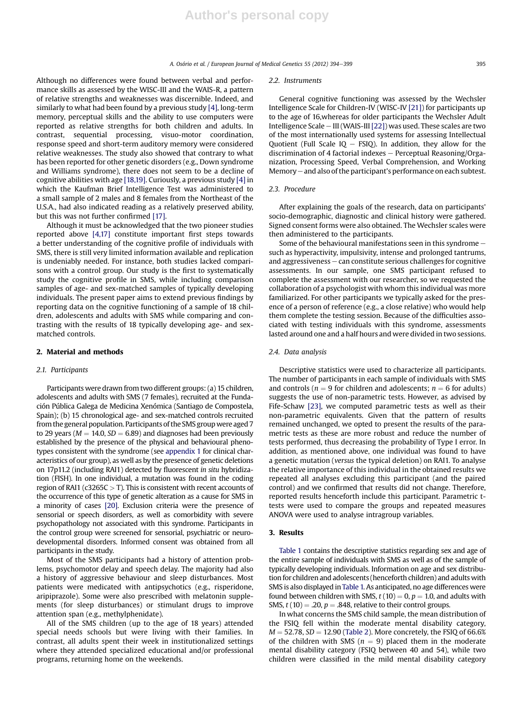Although no differences were found between verbal and performance skills as assessed by the WISC-III and the WAIS-R, a pattern of relative strengths and weaknesses was discernible. Indeed, and similarly to what had been found by a previous study [4], long-term memory, perceptual skills and the ability to use computers were reported as relative strengths for both children and adults. In contrast, sequential processing, visuo-motor coordination, response speed and short-term auditory memory were considered relative weaknesses. The study also showed that contrary to what has been reported for other genetic disorders (e.g., Down syndrome and Williams syndrome), there does not seem to be a decline of cognitive abilities with age [18,19]. Curiously, a previous study [4] in which the Kaufman Brief Intelligence Test was administered to a small sample of 2 males and 8 females from the Northeast of the U.S.A., had also indicated reading as a relatively preserved ability, but this was not further confirmed [17].

Although it must be acknowledged that the two pioneer studies reported above [4,17] constitute important first steps towards a better understanding of the cognitive profile of individuals with SMS, there is still very limited information available and replication is undeniably needed. For instance, both studies lacked comparisons with a control group. Our study is the first to systematically study the cognitive profile in SMS, while including comparison samples of age- and sex-matched samples of typically developing individuals. The present paper aims to extend previous findings by reporting data on the cognitive functioning of a sample of 18 children, adolescents and adults with SMS while comparing and contrasting with the results of 18 typically developing age- and sex-matched controls.

## 2. Material and methods

### 2.1. Participants

Participants were drawn from two different groups: (a) 15 children, adolescents and adults with SMS (7 females), recruited at the Fundación Pública Galega de Medicina Xenómica (Santiago de Compostela, Spain); (b) 15 chronological age- and sex-matched controls recruited from the general population. Participants of the SMS group were aged 7 to 29 years ($M = 14.0$, $SD = 6.89$) and diagnoses had been previously established by the presence of the physical and behavioural phenotypes consistent with the syndrome (see appendix 1 for clinical characteristics of our group), as well as by the presence of genetic deletions on 17p11.2 (including RAI1) detected by fluorescent *in situ* hybridization (FISH). In one individual, a mutation was found in the coding region of RAI1 (c3265C > T). This is consistent with recent accounts of the occurrence of this type of genetic alteration as a cause for SMS in a minority of cases [20]. Exclusion criteria were the presence of sensorial or speech disorders, as well as comorbidity with severe psychopathology not associated with this syndrome. Participants in the control group were screened for sensorial, psychiatric or neurodevelopmental disorders. Informed consent was obtained from all participants in the study.

Most of the SMS participants had a history of attention problems, psychomotor delay and speech delay. The majority had also a history of aggressive behaviour and sleep disturbances. Most patients were medicated with antipsychotics (e.g., risperidone, aripiprazole). Some were also prescribed with melatonin supplements (for sleep disturbances) or stimulant drugs to improve attention span (e.g., methylphenidate).

All of the SMS children (up to the age of 18 years) attended special needs schools but were living with their families. In contrast, all adults spent their week in institutionalized settings where they attended specialized educational and/or professional programs, returning home on the weekends.

### 2.2. Instruments

General cognitive functioning was assessed by the Wechsler Intelligence Scale for Children-IV (WISC-IV [21]) for participants up to the age of 16,whereas for older participants the Wechsler Adult Intelligence Scale – III (WAIS-III [22]) was used. These scales are two of the most internationally used systems for assessing Intellectual Quotient (Full Scale IQ – FSIQ). In addition, they allow for the discrimination of 4 factorial indexes – Perceptual Reasoning/Organization, Processing Speed, Verbal Comprehension, and Working Memory – and also of the participant's performance on each subtest.

### 2.3. Procedure

After explaining the goals of the research, data on participants' socio-demographic, diagnostic and clinical history were gathered. Signed consent forms were also obtained. The Wechsler scales were then administered to the participants.

Some of the behavioural manifestations seen in this syndrome – such as hyperactivity, impulsivity, intense and prolonged tantrums, and aggressiveness – can constitute serious challenges for cognitive assessments. In our sample, one SMS participant refused to complete the assessment with our researcher, so we requested the collaboration of a psychologist with whom this individual was more familiarized. For other participants we typically asked for the presence of a person of reference (e.g., a close relative) who would help them complete the testing session. Because of the difficulties associated with testing individuals with this syndrome, assessments lasted around one and a half hours and were divided in two sessions.

### 2.4. Data analysis

Descriptive statistics were used to characterize all participants. The number of participants in each sample of individuals with SMS and controls ($n = 9$ for children and adolescents; $n = 6$ for adults) suggests the use of non-parametric tests. However, as advised by Fife-Schaw [23], we computed parametric tests as well as their non-parametric equivalents. Given that the pattern of results remained unchanged, we opted to present the results of the parametric tests as these are more robust and reduce the number of tests performed, thus decreasing the probability of Type I error. In addition, as mentioned above, one individual was found to have a genetic mutation (*versus* the typical deletion) on RAI1. To analyse the relative importance of this individual in the obtained results we repeated all analyses excluding this participant (and the paired control) and we confirmed that results did not change. Therefore, reported results henceforth include this participant. Parametric t-tests were used to compare the groups and repeated measures ANOVA were used to analyse intragroup variables.

## 3. Results

Table 1 contains the descriptive statistics regarding sex and age of the entire sample of individuals with SMS as well as of the sample of typically developing individuals. Information on age and sex distribution for children and adolescents (henceforth children) and adults with SMS is also displayed in Table 1. As anticipated, no age differences were found between children with SMS, $t(10) = 0$, $p = 1.0$, and adults with SMS, $t(10) = .20$, $p = .848$, relative to their control groups.

In what concerns the SMS child sample, the mean distribution of the FSIQ fell within the moderate mental disability category, $M = 52.78$, $SD = 12.90$ (Table 2). More concretely, the FSIQ of 66.6% of the children with SMS ($n = 9$) placed them in the moderate mental disability category (FSIQ between 40 and 54), while two children were classified in the mild mental disability category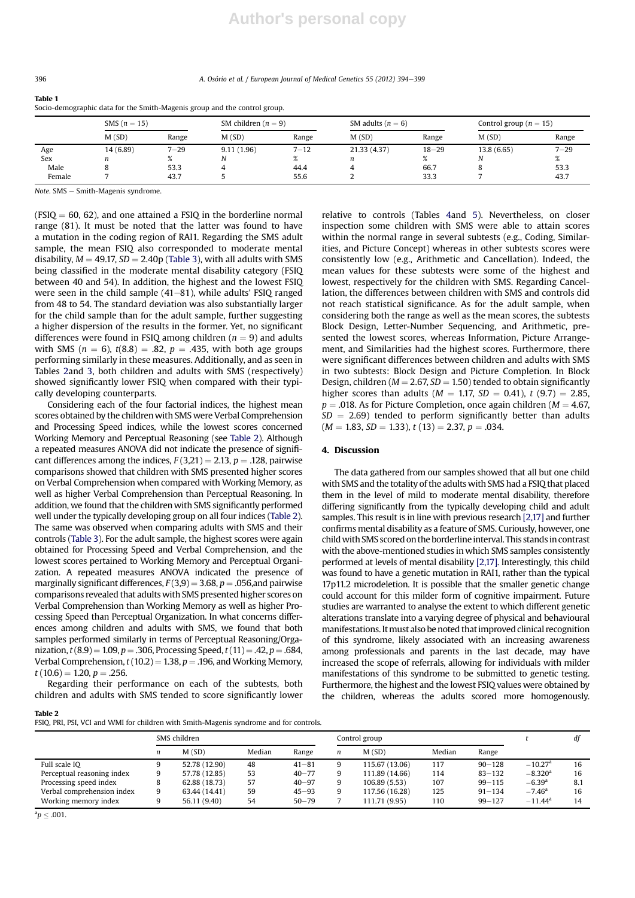Author's personal copy

**Table 1**
Socio-demographic data for the Smith-Magenis group and the control group.

| | SMS ($n = 15$) | | SM children ($n = 9$) | | SM adults ($n = 6$) | | Control group ($n = 15$) | |
|---|---|---|---|---|---|---|---|---|
| | M (SD) | Range | M (SD) | Range | M (SD) | Range | M (SD) | Range |
| Age | 14 (6.89) | 7–29 | 9.11 (1.96) | 7–12 | 21.33 (4.37) | 18–29 | 13.8 (6.65) | 7–29 |
| Sex | n | % | N | % | n | % | N | % |
| Male | 8 | 53.3 | 4 | 44.4 | 4 | 66.7 | 8 | 53.3 |
| Female | 7 | 43.7 | 5 | 55.6 | 2 | 33.3 | 7 | 43.7 |

*Note.* SMS – Smith-Magenis syndrome.

(FSIQ = 60, 62), and one attained a FSIQ in the borderline normal range (81). It must be noted that the latter was found to have a mutation in the coding region of RAI1. Regarding the SMS adult sample, the mean FSIQ also corresponded to moderate mental disability, $M = 49.17$, $SD = 2.40$p (Table 3), with all adults with SMS being classified in the moderate mental disability category (FSIQ between 40 and 54). In addition, the highest and the lowest FSIQ were seen in the child sample (41–81), while adults' FSIQ ranged from 48 to 54. The standard deviation was also substantially larger for the child sample than for the adult sample, further suggesting a higher dispersion of the results in the former. Yet, no significant differences were found in FSIQ among children ($n = 9$) and adults with SMS ($n = 6$), $t(8.8) = .82$, $p = .435$, with both age groups performing similarly in these measures. Additionally, and as seen in Tables 2and 3, both children and adults with SMS (respectively) showed significantly lower FSIQ when compared with their typically developing counterparts.

Considering each of the four factorial indices, the highest mean scores obtained by the children with SMS were Verbal Comprehension and Processing Speed indices, while the lowest scores concerned Working Memory and Perceptual Reasoning (see Table 2). Although a repeated measures ANOVA did not indicate the presence of significant differences among the indices, $F(3,21) = 2.13$, $p = .128$, pairwise comparisons showed that children with SMS presented higher scores on Verbal Comprehension when compared with Working Memory, as well as higher Verbal Comprehension than Perceptual Reasoning. In addition, we found that the children with SMS significantly performed well under the typically developing group on all four indices (Table 2). The same was observed when comparing adults with SMS and their controls (Table 3). For the adult sample, the highest scores were again obtained for Processing Speed and Verbal Comprehension, and the lowest scores pertained to Working Memory and Perceptual Organization. A repeated measures ANOVA indicated the presence of marginally significant differences, $F(3,9) = 3.68$, $p = .056$,and pairwise comparisons revealed that adults with SMS presented higher scores on Verbal Comprehension than Working Memory as well as higher Processing Speed than Perceptual Organization. In what concerns differences among children and adults with SMS, we found that both samples performed similarly in terms of Perceptual Reasoning/Organization, $t(8.9) = 1.09$, $p = .306$, Processing Speed, $t(11) = .42$, $p = .684$, Verbal Comprehension, $t(10.2) = 1.38$, $p = .196$, and Working Memory, $t(10.6) = 1.20$, $p = .256$.

Regarding their performance on each of the subtests, both children and adults with SMS tended to score significantly lower relative to controls (Tables 4and 5). Nevertheless, on closer inspection some children with SMS were able to attain scores within the normal range in several subtests (e.g., Coding, Similarities, and Picture Concept) whereas in other subtests scores were consistently low (e.g., Arithmetic and Cancellation). Indeed, the mean values for these subtests were some of the highest and lowest, respectively for the children with SMS. Regarding Cancellation, the differences between children with SMS and controls did not reach statistical significance. As for the adult sample, when considering both the range as well as the mean scores, the subtests Block Design, Letter-Number Sequencing, and Arithmetic, presented the lowest scores, whereas Information, Picture Arrangement, and Similarities had the highest scores. Furthermore, there were significant differences between children and adults with SMS in two subtests: Block Design and Picture Completion. In Block Design, children ($M = 2.67$, $SD = 1.50$) tended to obtain significantly higher scores than adults ($M = 1.17$, $SD = 0.41$), $t(9.7) = 2.85$, $p = .018$. As for Picture Completion, once again children ($M = 4.67$, $SD = 2.69$) tended to perform significantly better than adults ($M = 1.83$, $SD = 1.33$), $t(13) = 2.37$, $p = .034$.

## 4. Discussion

The data gathered from our samples showed that all but one child with SMS and the totality of the adults with SMS had a FSIQ that placed them in the level of mild to moderate mental disability, therefore differing significantly from the typically developing child and adult samples. This result is in line with previous research [2,17] and further confirms mental disability as a feature of SMS. Curiously, however, one child with SMS scored on the borderline interval. This stands in contrast with the above-mentioned studies in which SMS samples consistently performed at levels of mental disability [2,17]. Interestingly, this child was found to have a genetic mutation in RAI1, rather than the typical 17p11.2 microdeletion. It is possible that the smaller genetic change could account for this milder form of cognitive impairment. Future studies are warranted to analyse the extent to which different genetic alterations translate into a varying degree of physical and behavioural manifestations. It must also be noted that improved clinical recognition of this syndrome, likely associated with an increasing awareness among professionals and parents in the last decade, may have increased the scope of referrals, allowing for individuals with milder manifestations of this syndrome to be submitted to genetic testing. Furthermore, the highest and the lowest FSIQ values were obtained by the children, whereas the adults scored more homogenously.

**Table 2**
FSIQ, PRI, PSI, VCI and WMI for children with Smith-Magenis syndrome and for controls.

| | SMS children | | | | Control group | | | | $t$ | $df$ |
|---|---|---|---|---|---|---|---|---|---|---|
| | $n$ | M (SD) | Median | Range | $n$ | M (SD) | Median | Range | | |
| Full scale IQ | 9 | 52.78 (12.90) | 48 | 41–81 | 9 | 115.67 (13.06) | 117 | 90–128 | −10.27[a] | 16 |
| Perceptual reasoning index | 9 | 57.78 (12.85) | 53 | 40–77 | 9 | 111.89 (14.66) | 114 | 83–132 | −8.320[a] | 16 |
| Processing speed index | 8 | 62.88 (18.73) | 57 | 40–97 | 9 | 106.89 (5.53) | 107 | 99–115 | −6.39[a] | 8.1 |
| Verbal comprehension index | 9 | 63.44 (14.41) | 59 | 45–93 | 9 | 117.56 (16.28) | 125 | 91–134 | −7.46[a] | 16 |
| Working memory index | 9 | 56.11 (9.40) | 54 | 50–79 | 7 | 111.71 (9.95) | 110 | 99–127 | −11.44[a] | 14 |

[a] $p \leq .001$.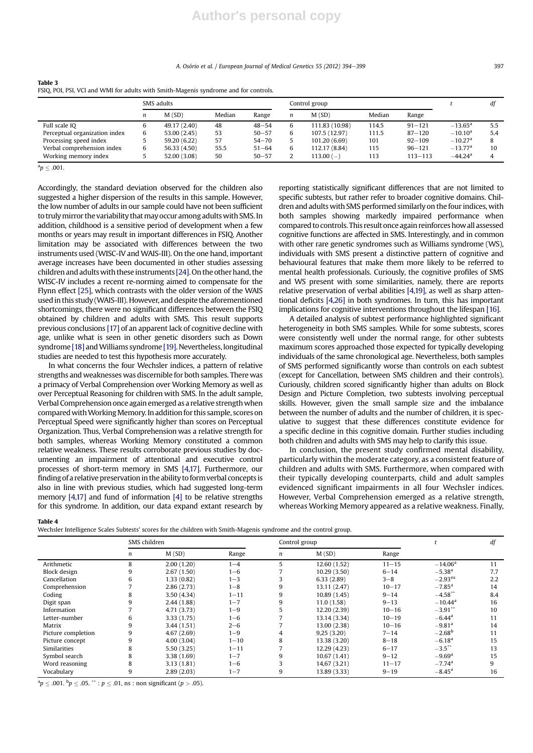**Table 3**
FSIQ, POI, PSI, VCI and WMI for adults with Smith-Magenis syndrome and for controls.

| | SMS adults | | | | Control group | | | | $t$ | $df$ |
|---|---|---|---|---|---|---|---|---|---|---|
| | $n$ | M (SD) | Median | Range | $n$ | M (SD) | Median | Range | | |
| Full scale IQ | 6 | 49.17 (2.40) | 48 | 48–54 | 6 | 111.83 (10.98) | 114.5 | 91–121 | $-13.65^a$ | 5.5 |
| Perceptual organization index | 6 | 53.00 (2.45) | 53 | 50–57 | 6 | 107.5 (12.97) | 111.5 | 87–120 | $-10.10^a$ | 5.4 |
| Processing speed index | 5 | 59.20 (6.22) | 57 | 54–70 | 5 | 101.20 (6.69) | 101 | 92–109 | $-10.27^a$ | 8 |
| Verbal comprehension index | 6 | 56.33 (4.50) | 55.5 | 51–64 | 6 | 112.17 (8.84) | 115 | 96–121 | $-13.77^a$ | 10 |
| Working memory index | 5 | 52.00 (3.08) | 50 | 50–57 | 2 | 113.00 (−) | 113 | 113–113 | $-44.24^a$ | 4 |

$^a p \leq .001$.

Accordingly, the standard deviation observed for the children also suggested a higher dispersion of the results in this sample. However, the low number of adults in our sample could have not been sufficient to truly mirror the variability that may occur among adults with SMS. In addition, childhood is a sensitive period of development when a few months or years may result in important differences in FSIQ. Another limitation may be associated with differences between the two instruments used (WISC-IV and WAIS-III). On the one hand, important average increases have been documented in other studies assessing children and adults with these instruments [24]. On the other hand, the WISC-IV includes a recent re-norming aimed to compensate for the Flynn effect [25], which contrasts with the older version of the WAIS used in this study (WAIS-III). However, and despite the aforementioned shortcomings, there were no significant differences between the FSIQ obtained by children and adults with SMS. This result supports previous conclusions [17] of an apparent lack of cognitive decline with age, unlike what is seen in other genetic disorders such as Down syndrome [18] and Williams syndrome [19]. Nevertheless, longitudinal studies are needed to test this hypothesis more accurately.

In what concerns the four Wechsler indices, a pattern of relative strengths and weaknesses was discernible for both samples. There was a primacy of Verbal Comprehension over Working Memory as well as over Perceptual Reasoning for children with SMS. In the adult sample, Verbal Comprehension once again emerged as a relative strength when compared with Working Memory. In addition for this sample, scores on Perceptual Speed were significantly higher than scores on Perceptual Organization. Thus, Verbal Comprehension was a relative strength for both samples, whereas Working Memory constituted a common relative weakness. These results corroborate previous studies by documenting an impairment of attentional and executive control processes of short-term memory in SMS [4,17]. Furthermore, our finding of a relative preservation in the ability to form verbal concepts is also in line with previous studies, which had suggested long-term memory [4,17] and fund of information [4] to be relative strengths for this syndrome. In addition, our data expand extant research by reporting statistically significant differences that are not limited to specific subtests, but rather refer to broader cognitive domains. Children and adults with SMS performed similarly on the four indices, with both samples showing markedly impaired performance when compared to controls. This result once again reinforces how all assessed cognitive functions are affected in SMS. Interestingly, and in common with other rare genetic syndromes such as Williams syndrome (WS), individuals with SMS present a distinctive pattern of cognitive and behavioural features that make them more likely to be referred to mental health professionals. Curiously, the cognitive profiles of SMS and WS present with some similarities, namely, there are reports relative preservation of verbal abilities [4,19], as well as sharp attentional deficits [4,26] in both syndromes. In turn, this has important implications for cognitive interventions throughout the lifespan [16].

A detailed analysis of subtest performance highlighted significant heterogeneity in both SMS samples. While for some subtests, scores were consistently well under the normal range, for other subtests maximum scores approached those expected for typically developing individuals of the same chronological age. Nevertheless, both samples of SMS performed significantly worse than controls on each subtest (except for Cancellation, between SMS children and their controls). Curiously, children scored significantly higher than adults on Block Design and Picture Completion, two subtests involving perceptual skills. However, given the small sample size and the imbalance between the number of adults and the number of children, it is speculative to suggest that these differences constitute evidence for a specific decline in this cognitive domain. Further studies including both children and adults with SMS may help to clarify this issue.

In conclusion, the present study confirmed mental disability, particularly within the moderate category, as a consistent feature of children and adults with SMS. Furthermore, when compared with their typically developing counterparts, child and adult samples evidenced significant impairments in all four Wechsler indices. However, Verbal Comprehension emerged as a relative strength, whereas Working Memory appeared as a relative weakness. Finally,

**Table 4**
Wechsler Intelligence Scales Subtests' scores for the children with Smith-Magenis syndrome and the control group.

| | SMS children | | | Control group | | | $t$ | $df$ |
|---|---|---|---|---|---|---|---|---|
| | $n$ | M (SD) | Range | $n$ | M (SD) | Range | | |
| Arithmetic | 8 | 2.00 (1.20) | 1–4 | 5 | 12.60 (1.52) | 11–15 | $-14.06^a$ | 11 |
| Block design | 9 | 2.67 (1.50) | 1–6 | 7 | 10.29 (3.50) | 6–14 | $-5.38^a$ | 7.7 |
| Cancellation | 6 | 1.33 (0.82) | 1–3 | 3 | 6.33 (2.89) | 3–8 | $-2.93^{ns}$ | 2.2 |
| Comprehension | 7 | 2.86 (2.73) | 1–8 | 9 | 13.11 (2.47) | 10–17 | $-7.85^a$ | 14 |
| Coding | 8 | 3.50 (4.34) | 1–11 | 9 | 10.89 (1.45) | 9–14 | $-4.58^{**}$ | 8.4 |
| Digit span | 9 | 2.44 (1.88) | 1–7 | 9 | 11.0 (1.58) | 9–13 | $-10.44^a$ | 16 |
| Information | 7 | 4.71 (3.73) | 1–9 | 5 | 12.20 (2.39) | 10–16 | $-3.91^{**}$ | 10 |
| Letter-number | 6 | 3.33 (1.75) | 1–6 | 7 | 13.14 (3.34) | 10–19 | $-6.44^a$ | 11 |
| Matrix | 9 | 3.44 (1.51) | 2–6 | 7 | 13.00 (2.38) | 10–16 | $-9.81^a$ | 14 |
| Picture completion | 9 | 4.67 (2.69) | 1–9 | 4 | 9,25 (3.20) | 7–14 | $-2.68^b$ | 11 |
| Picture concept | 9 | 4.00 (3.04) | 1–10 | 8 | 13.38 (3.20) | 8–18 | $-6.18^a$ | 15 |
| Similarities | 8 | 5.50 (3.25) | 1–11 | 7 | 12.29 (4.23) | 6–17 | $-3.5^{**}$ | 13 |
| Symbol search | 8 | 3.38 (1.69) | 1–7 | 9 | 10.67 (1.41) | 9–12 | $-9.69^a$ | 15 |
| Word reasoning | 8 | 3.13 (1.81) | 1–6 | 3 | 14,67 (3.21) | 11–17 | $-7.74^a$ | 9 |
| Vocabulary | 9 | 2.89 (2.03) | 1–7 | 9 | 13.89 (3.33) | 9–19 | $-8.45^a$ | 16 |

$^a p \leq .001$. $^b p \leq .05$. $^{**}$ : $p \leq .01$, ns : non significant ($p > .05$).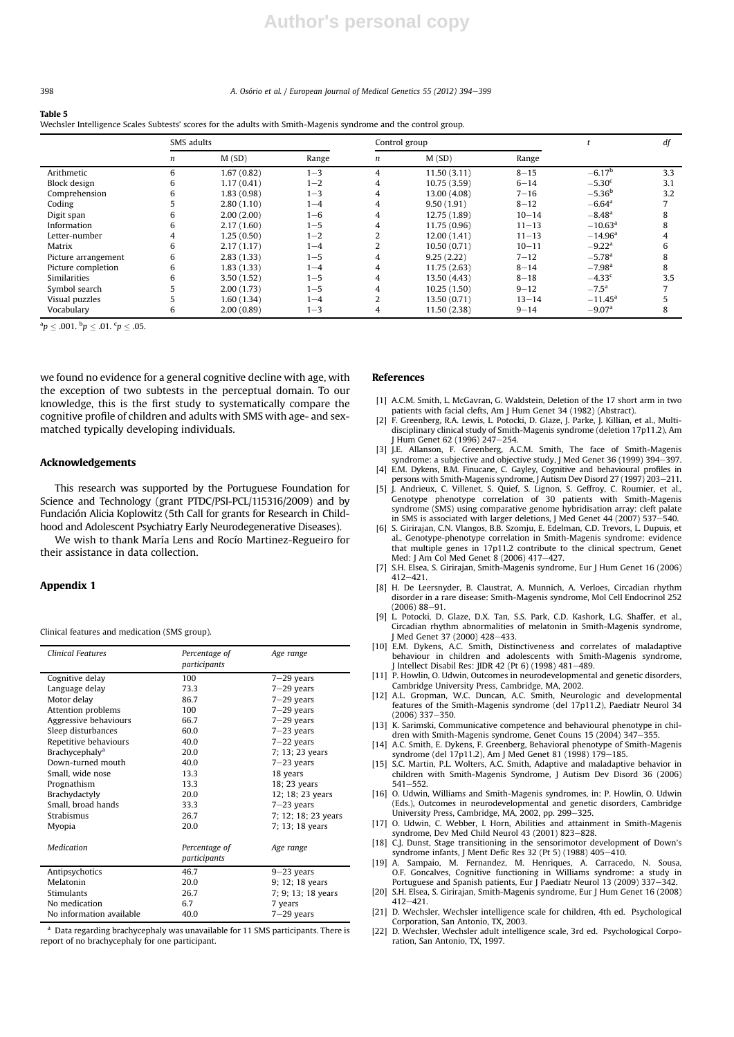**Table 5**
Wechsler Intelligence Scales Subtests' scores for the adults with Smith-Magenis syndrome and the control group.

| | SMS adults | | | Control group | | | $t$ | $df$ |
|---|---|---|---|---|---|---|---|---|
| | $n$ | M (SD) | Range | $n$ | M (SD) | Range | | |
| Arithmetic | 6 | 1.67 (0.82) | 1–3 | 4 | 11.50 (3.11) | 8–15 | −6.17[b] | 3.3 |
| Block design | 6 | 1.17 (0.41) | 1–2 | 4 | 10.75 (3.59) | 6–14 | −5.30[c] | 3.1 |
| Comprehension | 6 | 1.83 (0.98) | 1–3 | 4 | 13.00 (4.08) | 7–16 | −5.36[b] | 3.2 |
| Coding | 5 | 2.80 (1.10) | 1–4 | 4 | 9.50 (1.91) | 8–12 | −6.64[a] | 7 |
| Digit span | 6 | 2.00 (2.00) | 1–6 | 4 | 12.75 (1.89) | 10–14 | −8.48[a] | 8 |
| Information | 6 | 2.17 (1.60) | 1–5 | 4 | 11.75 (0.96) | 11–13 | −10.63[a] | 8 |
| Letter-number | 4 | 1.25 (0.50) | 1–2 | 2 | 12.00 (1.41) | 11–13 | −14.96[a] | 4 |
| Matrix | 6 | 2.17 (1.17) | 1–4 | 2 | 10.50 (0.71) | 10–11 | −9.22[a] | 6 |
| Picture arrangement | 6 | 2.83 (1.33) | 1–5 | 4 | 9.25 (2.22) | 7–12 | −5.78[a] | 8 |
| Picture completion | 6 | 1.83 (1.33) | 1–4 | 4 | 11.75 (2.63) | 8–14 | −7.98[a] | 8 |
| Similarities | 6 | 3.50 (1.52) | 1–5 | 4 | 13.50 (4.43) | 8–18 | −4.33[c] | 3.5 |
| Symbol search | 5 | 2.00 (1.73) | 1–5 | 4 | 10.25 (1.50) | 9–12 | −7.5[a] | 7 |
| Visual puzzles | 5 | 1.60 (1.34) | 1–4 | 2 | 13.50 (0.71) | 13–14 | −11.45[a] | 5 |
| Vocabulary | 6 | 2.00 (0.89) | 1–3 | 4 | 11.50 (2.38) | 9–14 | −9.07[a] | 8 |

[a] $p \leq .001$. [b] $p \leq .01$. [c] $p \leq .05$.

we found no evidence for a general cognitive decline with age, with the exception of two subtests in the perceptual domain. To our knowledge, this is the first study to systematically compare the cognitive profile of children and adults with SMS with age- and sex-matched typically developing individuals.

## Acknowledgements

This research was supported by the Portuguese Foundation for Science and Technology (grant PTDC/PSI-PCL/115316/2009) and by Fundación Alicia Koplowitz (5th Call for grants for Research in Childhood and Adolescent Psychiatry Early Neurodegenerative Diseases).

We wish to thank María Lens and Rocío Martinez-Regueiro for their assistance in data collection.

## Appendix 1

Clinical features and medication (SMS group).

| *Clinical Features* | *Percentage of participants* | *Age range* |
|---|---|---|
| Cognitive delay | 100 | 7–29 years |
| Language delay | 73.3 | 7–29 years |
| Motor delay | 86.7 | 7–29 years |
| Attention problems | 100 | 7–29 years |
| Aggressive behaviours | 66.7 | 7–29 years |
| Sleep disturbances | 60.0 | 7–23 years |
| Repetitive behaviours | 40.0 | 7–22 years |
| Brachycephaly[a] | 20.0 | 7; 13; 23 years |
| Down-turned mouth | 40.0 | 7–23 years |
| Small, wide nose | 13.3 | 18 years |
| Prognathism | 13.3 | 18; 23 years |
| Brachydactyly | 20.0 | 12; 18; 23 years |
| Small, broad hands | 33.3 | 7–23 years |
| Strabismus | 26.7 | 7; 12; 18; 23 years |
| Myopia | 20.0 | 7; 13; 18 years |
| *Medication* | *Percentage of participants* | *Age range* |
| Antipsychotics | 46.7 | 9–23 years |
| Melatonin | 20.0 | 9; 12; 18 years |
| Stimulants | 26.7 | 7; 9; 13; 18 years |
| No medication | 6.7 | 7 years |
| No information available | 40.0 | 7–29 years |

[a] Data regarding brachycephaly was unavailable for 11 SMS participants. There is report of no brachycephaly for one participant.

## References

[1] A.C.M. Smith, L. McGavran, G. Waldstein, Deletion of the 17 short arm in two patients with facial clefts, Am J Hum Genet 34 (1982) (Abstract).

[2] F. Greenberg, R.A. Lewis, L. Potocki, D. Glaze, J. Parke, J. Killian, et al., Multidisciplinary clinical study of Smith-Magenis syndrome (deletion 17p11.2), Am J Hum Genet 62 (1996) 247–254.

[3] J.E. Allanson, F. Greenberg, A.C.M. Smith, The face of Smith-Magenis syndrome: a subjective and objective study, J Med Genet 36 (1999) 394–397.

[4] E.M. Dykens, B.M. Finucane, C. Gayley, Cognitive and behavioural profiles in persons with Smith-Magenis syndrome, J Autism Dev Disord 27 (1997) 203–211.

[5] J. Andrieux, C. Villenet, S. Quief, S. Lignon, S. Geffroy, C. Roumier, et al., Genotype phenotype correlation of 30 patients with Smith-Magenis syndrome (SMS) using comparative genome hybridisation array: cleft palate in SMS is associated with larger deletions, J Med Genet 44 (2007) 537–540.

[6] S. Girirajan, C.N. Vlangos, B.B. Szomju, E. Edelman, C.D. Trevors, L. Dupuis, et al., Genotype-phenotype correlation in Smith-Magenis syndrome: evidence that multiple genes in 17p11.2 contribute to the clinical spectrum, Genet Med: J Am Col Med Genet 8 (2006) 417–427.

[7] S.H. Elsea, S. Girirajan, Smith-Magenis syndrome, Eur J Hum Genet 16 (2006) 412–421.

[8] H. De Leersnyder, B. Claustrat, A. Munnich, A. Verloes, Circadian rhythm disorder in a rare disease: Smith-Magenis syndrome, Mol Cell Endocrinol 252 (2006) 88–91.

[9] L. Potocki, D. Glaze, D.X. Tan, S.S. Park, C.D. Kashork, L.G. Shaffer, et al., Circadian rhythm abnormalities of melatonin in Smith-Magenis syndrome, J Med Genet 37 (2000) 428–433.

[10] E.M. Dykens, A.C. Smith, Distinctiveness and correlates of maladaptive behaviour in children and adolescents with Smith-Magenis syndrome, J Intellect Disabil Res: JIDR 42 (Pt 6) (1998) 481–489.

[11] P. Howlin, O. Udwin, Outcomes in neurodevelopmental and genetic disorders, Cambridge University Press, Cambridge, MA, 2002.

[12] A.L. Gropman, W.C. Duncan, A.C. Smith, Neurologic and developmental features of the Smith-Magenis syndrome (del 17p11.2), Paediatr Neurol 34 (2006) 337–350.

[13] K. Sarimski, Communicative competence and behavioural phenotype in children with Smith-Magenis syndrome, Genet Couns 15 (2004) 347–355.

[14] A.C. Smith, E. Dykens, F. Greenberg, Behavioral phenotype of Smith-Magenis syndrome (del 17p11.2), Am J Med Genet 81 (1998) 179–185.

[15] S.C. Martin, P.L. Wolters, A.C. Smith, Adaptive and maladaptive behavior in children with Smith-Magenis Syndrome, J Autism Dev Disord 36 (2006) 541–552.

[16] O. Udwin, Williams and Smith-Magenis syndromes, in: P. Howlin, O. Udwin (Eds.), Outcomes in neurodevelopmental and genetic disorders, Cambridge University Press, Cambridge, MA, 2002, pp. 299–325.

[17] O. Udwin, C. Webber, I. Horn, Abilities and attainment in Smith-Magenis syndrome, Dev Med Child Neurol 43 (2001) 823–828.

[18] C.J. Dunst, Stage transitioning in the sensorimotor development of Down's syndrome infants, J Ment Defic Res 32 (Pt 5) (1988) 405–410.

[19] A. Sampaio, M. Fernandez, M. Henriques, A. Carracedo, N. Sousa, O.F. Goncalves, Cognitive functioning in Williams syndrome: a study in Portuguese and Spanish patients, Eur J Paediatr Neurol 13 (2009) 337–342.

[20] S.H. Elsea, S. Girirajan, Smith-Magenis syndrome, Eur J Hum Genet 16 (2008) 412–421.

[21] D. Wechsler, Wechsler intelligence scale for children, 4th ed. Psychological Corporation, San Antonio, TX, 2003.

[22] D. Wechsler, Wechsler adult intelligence scale, 3rd ed. Psychological Corporation, San Antonio, TX, 1997.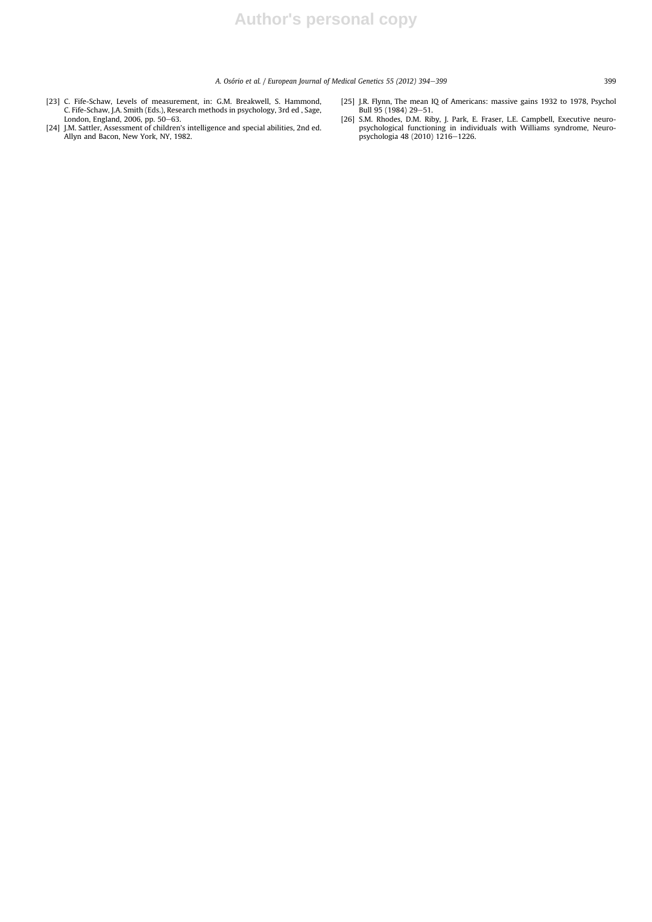[23] C. Fife-Schaw, Levels of measurement, in: G.M. Breakwell, S. Hammond, C. Fife-Schaw, J.A. Smith (Eds.), Research methods in psychology, 3rd ed , Sage, London, England, 2006, pp. 50–63.

[24] J.M. Sattler, Assessment of children's intelligence and special abilities, 2nd ed. Allyn and Bacon, New York, NY, 1982.

[25] J.R. Flynn, The mean IQ of Americans: massive gains 1932 to 1978, Psychol Bull 95 (1984) 29–51.

[26] S.M. Rhodes, D.M. Riby, J. Park, E. Fraser, L.E. Campbell, Executive neuropsychological functioning in individuals with Williams syndrome, Neuropsychologia 48 (2010) 1216–1226.